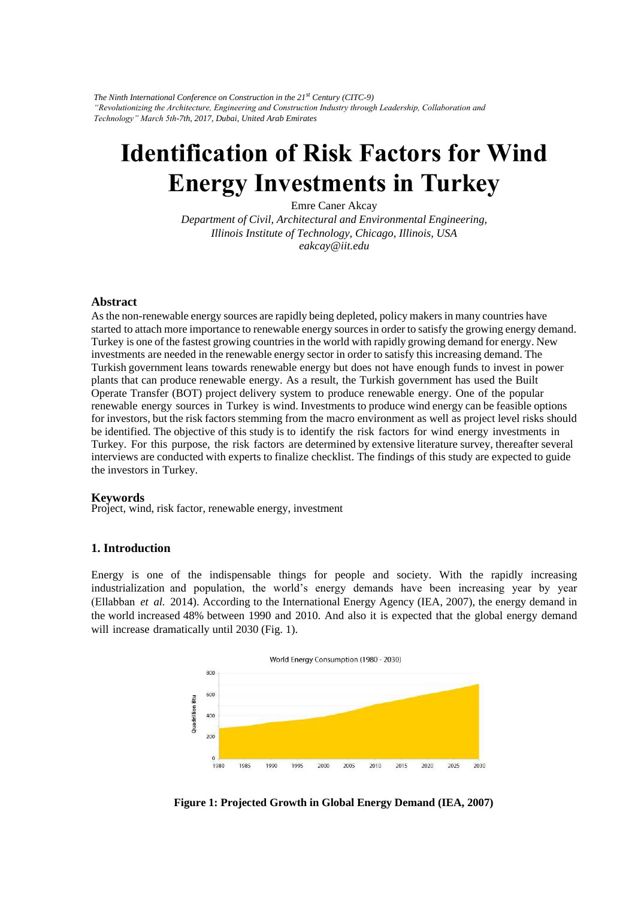*The Ninth International Conference on Construction in the 21st Century (CITC-9)*
*"Revolutionizing the Architecture, Engineering and Construction Industry through Leadership, Collaboration and Technology" March 5th-7th, 2017, Dubai, United Arab Emirates*

# Identification of Risk Factors for Wind Energy Investments in Turkey

Emre Caner Akcay

*Department of Civil, Architectural and Environmental Engineering,*
*Illinois Institute of Technology, Chicago, Illinois, USA*
*eakcay@iit.edu*

## Abstract

As the non-renewable energy sources are rapidly being depleted, policy makers in many countries have started to attach more importance to renewable energy sources in order to satisfy the growing energy demand. Turkey is one of the fastest growing countries in the world with rapidly growing demand for energy. New investments are needed in the renewable energy sector in order to satisfy this increasing demand. The Turkish government leans towards renewable energy but does not have enough funds to invest in power plants that can produce renewable energy. As a result, the Turkish government has used the Built Operate Transfer (BOT) project delivery system to produce renewable energy. One of the popular renewable energy sources in Turkey is wind. Investments to produce wind energy can be feasible options for investors, but the risk factors stemming from the macro environment as well as project level risks should be identified. The objective of this study is to identify the risk factors for wind energy investments in Turkey. For this purpose, the risk factors are determined by extensive literature survey, thereafter several interviews are conducted with experts to finalize checklist. The findings of this study are expected to guide the investors in Turkey.

## Keywords

Project, wind, risk factor, renewable energy, investment

## 1. Introduction

Energy is one of the indispensable things for people and society. With the rapidly increasing industrialization and population, the world's energy demands have been increasing year by year (Ellabban *et al.* 2014). According to the International Energy Agency (IEA, 2007), the energy demand in the world increased 48% between 1990 and 2010. And also it is expected that the global energy demand will increase dramatically until 2030 (Fig. 1).

**Figure 1: Projected Growth in Global Energy Demand (IEA, 2007)**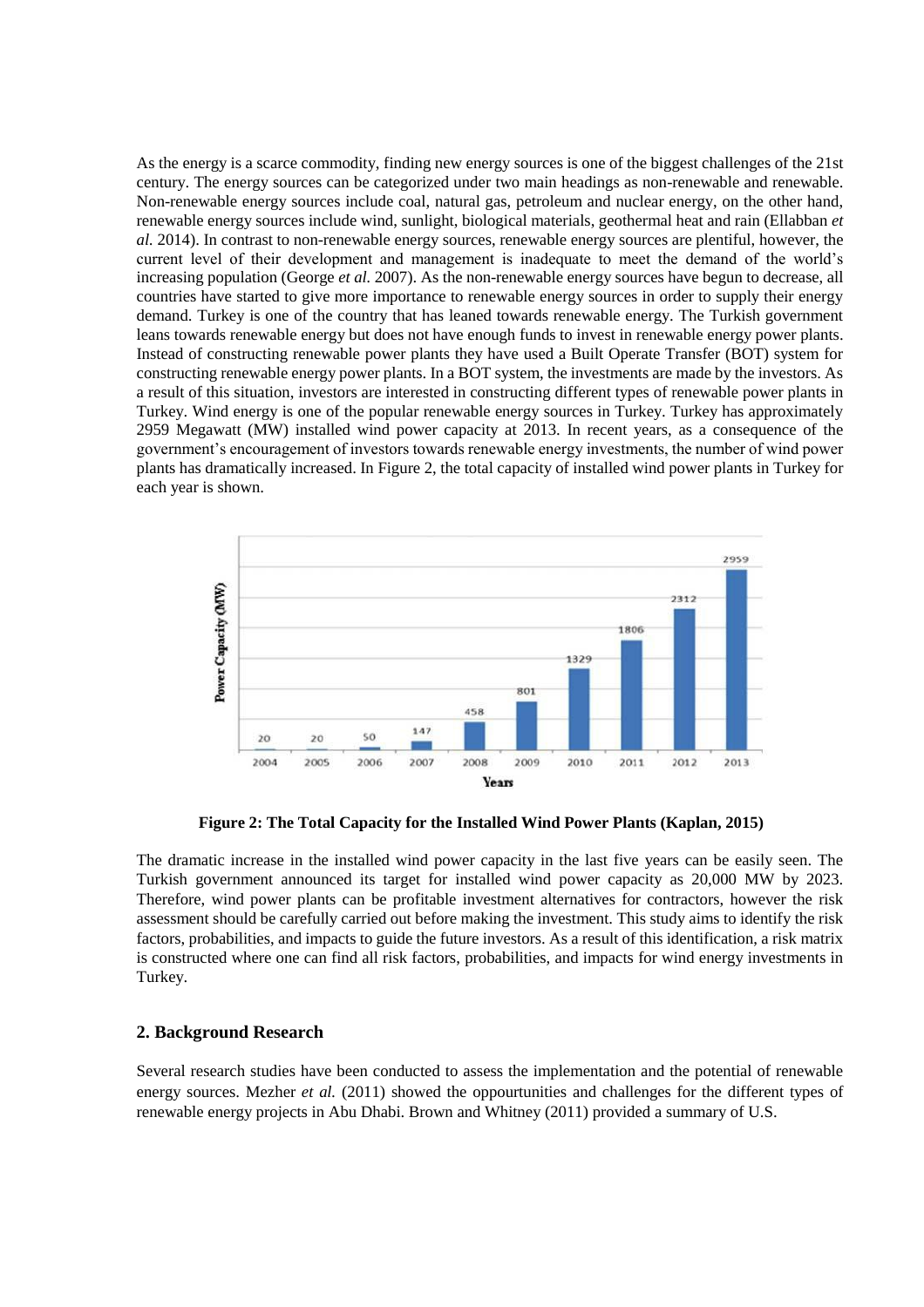As the energy is a scarce commodity, finding new energy sources is one of the biggest challenges of the 21st century. The energy sources can be categorized under two main headings as non-renewable and renewable. Non-renewable energy sources include coal, natural gas, petroleum and nuclear energy, on the other hand, renewable energy sources include wind, sunlight, biological materials, geothermal heat and rain (Ellabban *et al.* 2014). In contrast to non-renewable energy sources, renewable energy sources are plentiful, however, the current level of their development and management is inadequate to meet the demand of the world's increasing population (George *et al.* 2007). As the non-renewable energy sources have begun to decrease, all countries have started to give more importance to renewable energy sources in order to supply their energy demand. Turkey is one of the country that has leaned towards renewable energy. The Turkish government leans towards renewable energy but does not have enough funds to invest in renewable energy power plants. Instead of constructing renewable power plants they have used a Built Operate Transfer (BOT) system for constructing renewable energy power plants. In a BOT system, the investments are made by the investors. As a result of this situation, investors are interested in constructing different types of renewable power plants in Turkey. Wind energy is one of the popular renewable energy sources in Turkey. Turkey has approximately 2959 Megawatt (MW) installed wind power capacity at 2013. In recent years, as a consequence of the government's encouragement of investors towards renewable energy investments, the number of wind power plants has dramatically increased. In Figure 2, the total capacity of installed wind power plants in Turkey for each year is shown.

| Years | 2004 | 2005 | 2006 | 2007 | 2008 | 2009 | 2010 | 2011 | 2012 | 2013 |
|---|---|---|---|---|---|---|---|---|---|---|
| Power Capacity (MW) | 20 | 20 | 50 | 147 | 458 | 801 | 1329 | 1806 | 2312 | 2959 |

**Figure 2: The Total Capacity for the Installed Wind Power Plants (Kaplan, 2015)**

The dramatic increase in the installed wind power capacity in the last five years can be easily seen. The Turkish government announced its target for installed wind power capacity as 20,000 MW by 2023. Therefore, wind power plants can be profitable investment alternatives for contractors, however the risk assessment should be carefully carried out before making the investment. This study aims to identify the risk factors, probabilities, and impacts to guide the future investors. As a result of this identification, a risk matrix is constructed where one can find all risk factors, probabilities, and impacts for wind energy investments in Turkey.

## 2. Background Research

Several research studies have been conducted to assess the implementation and the potential of renewable energy sources. Mezher *et al.* (2011) showed the oppourtunities and challenges for the different types of renewable energy projects in Abu Dhabi. Brown and Whitney (2011) provided a summary of U.S.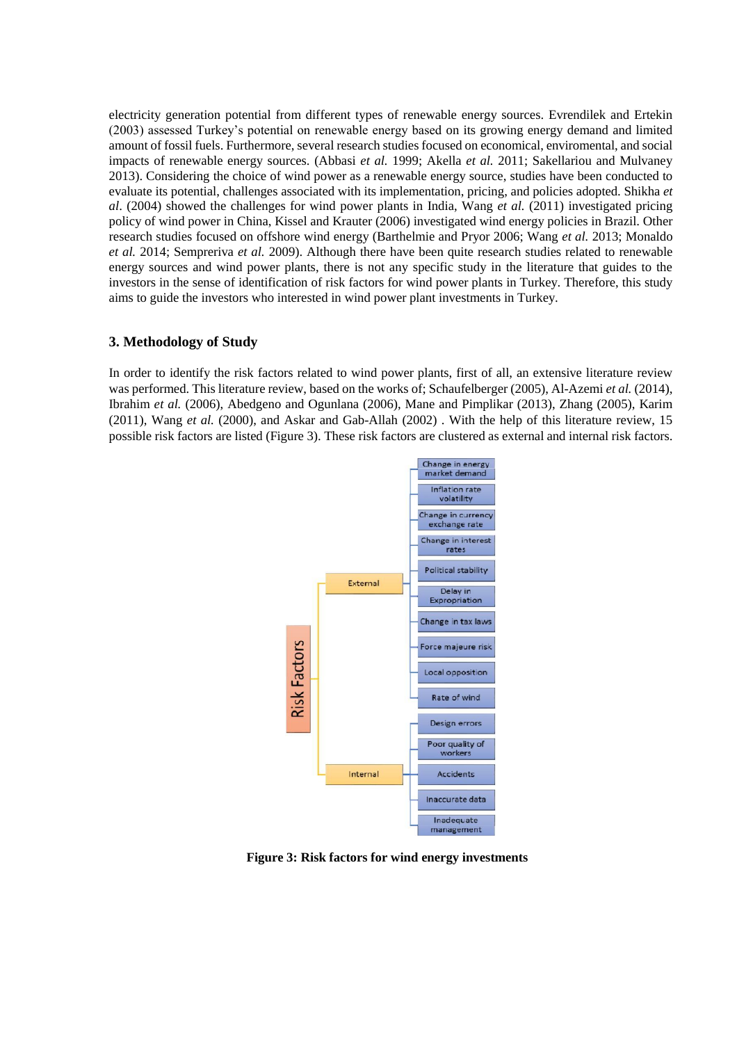electricity generation potential from different types of renewable energy sources. Evrendilek and Ertekin (2003) assessed Turkey's potential on renewable energy based on its growing energy demand and limited amount of fossil fuels. Furthermore, several research studies focused on economical, enviromental, and social impacts of renewable energy sources. (Abbasi *et al.* 1999; Akella *et al.* 2011; Sakellariou and Mulvaney 2013). Considering the choice of wind power as a renewable energy source, studies have been conducted to evaluate its potential, challenges associated with its implementation, pricing, and policies adopted. Shikha *et al*. (2004) showed the challenges for wind power plants in India, Wang *et al.* (2011) investigated pricing policy of wind power in China, Kissel and Krauter (2006) investigated wind energy policies in Brazil. Other research studies focused on offshore wind energy (Barthelmie and Pryor 2006; Wang *et al.* 2013; Monaldo *et al.* 2014; Sempreriva *et al.* 2009). Although there have been quite research studies related to renewable energy sources and wind power plants, there is not any specific study in the literature that guides to the investors in the sense of identification of risk factors for wind power plants in Turkey. Therefore, this study aims to guide the investors who interested in wind power plant investments in Turkey.

## 3. Methodology of Study

In order to identify the risk factors related to wind power plants, first of all, an extensive literature review was performed. This literature review, based on the works of; Schaufelberger (2005), Al-Azemi *et al.* (2014), Ibrahim *et al.* (2006), Abedgeno and Ogunlana (2006), Mane and Pimplikar (2013), Zhang (2005), Karim (2011), Wang *et al.* (2000), and Askar and Gab-Allah (2002) . With the help of this literature review, 15 possible risk factors are listed (Figure 3). These risk factors are clustered as external and internal risk factors.

- Risk Factors
  - External
    - Change in energy market demand
    - Inflation rate volatility
    - Change in currency exchange rate
    - Change in interest rates
    - Political stability
    - Delay in Expropriation
    - Change in tax laws
    - Force majeure risk
    - Local opposition
    - Rate of wind
  - Internal
    - Design errors
    - Poor quality of workers
    - Accidents
    - Inaccurate data
    - Inadequate management

**Figure 3: Risk factors for wind energy investments**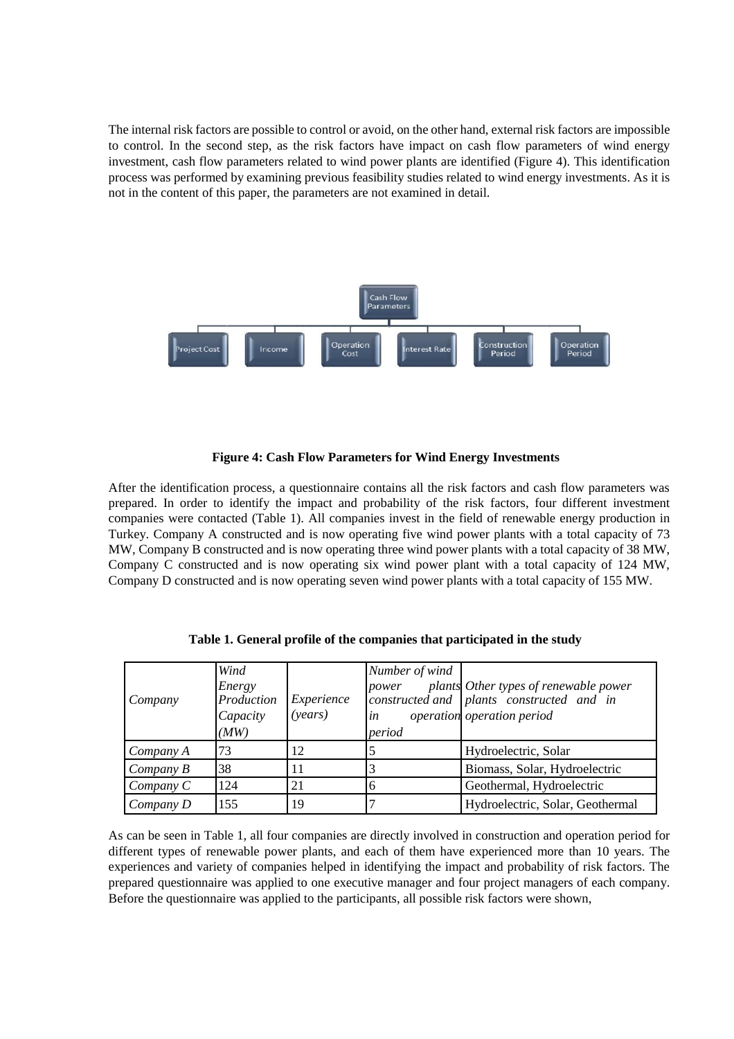The internal risk factors are possible to control or avoid, on the other hand, external risk factors are impossible to control. In the second step, as the risk factors have impact on cash flow parameters of wind energy investment, cash flow parameters related to wind power plants are identified (Figure 4). This identification process was performed by examining previous feasibility studies related to wind energy investments. As it is not in the content of this paper, the parameters are not examined in detail.

**Figure 4: Cash Flow Parameters for Wind Energy Investments**

After the identification process, a questionnaire contains all the risk factors and cash flow parameters was prepared. In order to identify the impact and probability of the risk factors, four different investment companies were contacted (Table 1). All companies invest in the field of renewable energy production in Turkey. Company A constructed and is now operating five wind power plants with a total capacity of 73 MW, Company B constructed and is now operating three wind power plants with a total capacity of 38 MW, Company C constructed and is now operating six wind power plant with a total capacity of 124 MW, Company D constructed and is now operating seven wind power plants with a total capacity of 155 MW.

**Table 1. General profile of the companies that participated in the study**

| *Company* | *Wind Energy Production Capacity (MW)* | *Experience (years)* | *Number of wind power plants constructed and in operation period* | *Other types of renewable power plants constructed and in operation period* |
|---|---|---|---|---|
| *Company A* | 73 | 12 | 5 | Hydroelectric, Solar |
| *Company B* | 38 | 11 | 3 | Biomass, Solar, Hydroelectric |
| *Company C* | 124 | 21 | 6 | Geothermal, Hydroelectric |
| *Company D* | 155 | 19 | 7 | Hydroelectric, Solar, Geothermal |

As can be seen in Table 1, all four companies are directly involved in construction and operation period for different types of renewable power plants, and each of them have experienced more than 10 years. The experiences and variety of companies helped in identifying the impact and probability of risk factors. The prepared questionnaire was applied to one executive manager and four project managers of each company. Before the questionnaire was applied to the participants, all possible risk factors were shown,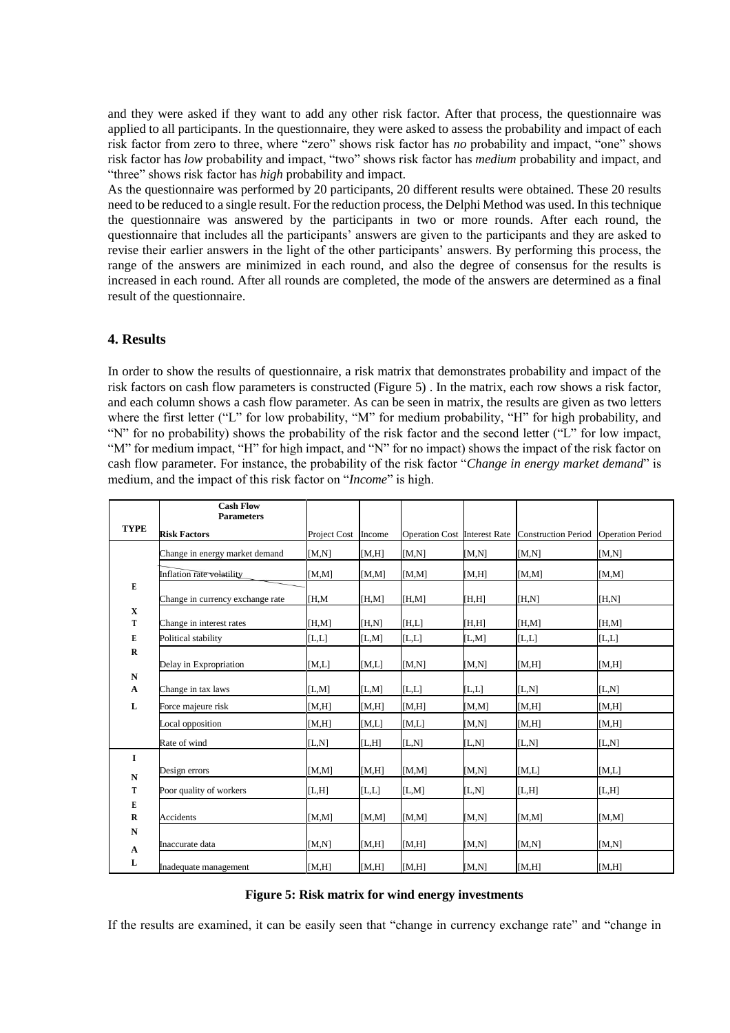and they were asked if they want to add any other risk factor. After that process, the questionnaire was applied to all participants. In the questionnaire, they were asked to assess the probability and impact of each risk factor from zero to three, where "zero" shows risk factor has *no* probability and impact, "one" shows risk factor has *low* probability and impact, "two" shows risk factor has *medium* probability and impact, and "three" shows risk factor has *high* probability and impact.

As the questionnaire was performed by 20 participants, 20 different results were obtained. These 20 results need to be reduced to a single result. For the reduction process, the Delphi Method was used. In this technique the questionnaire was answered by the participants in two or more rounds. After each round, the questionnaire that includes all the participants' answers are given to the participants and they are asked to revise their earlier answers in the light of the other participants' answers. By performing this process, the range of the answers are minimized in each round, and also the degree of consensus for the results is increased in each round. After all rounds are completed, the mode of the answers are determined as a final result of the questionnaire.

## 4. Results

In order to show the results of questionnaire, a risk matrix that demonstrates probability and impact of the risk factors on cash flow parameters is constructed (Figure 5) . In the matrix, each row shows a risk factor, and each column shows a cash flow parameter. As can be seen in matrix, the results are given as two letters where the first letter ("L" for low probability, "M" for medium probability, "H" for high probability, and "N" for no probability) shows the probability of the risk factor and the second letter ("L" for low impact, "M" for medium impact, "H" for high impact, and "N" for no impact) shows the impact of the risk factor on cash flow parameter. For instance, the probability of the risk factor "*Change in energy market demand*" is medium, and the impact of this risk factor on "*Income*" is high.

| TYPE | Cash Flow Parameters / Risk Factors | Project Cost | Income | Operation Cost | Interest Rate | Construction Period | Operation Period |
|---|---|---|---|---|---|---|---|
| EXTERNAL | Change in energy market demand | [M,N] | [M,H] | [M,N] | [M,N] | [M,N] | [M,N] |
| | Inflation rate volatility | [M,M] | [M,M] | [M,M] | [M,H] | [M,M] | [M,M] |
| | Change in currency exchange rate | [H,M | [H,M] | [H,M] | [H,H] | [H,N] | [H,N] |
| | Change in interest rates | [H,M] | [H,N] | [H,L] | [H,H] | [H,M] | [H,M] |
| | Political stability | [L,L] | [L,M] | [L,L] | [L,M] | [L,L] | [L,L] |
| | Delay in Expropriation | [M,L] | [M,L] | [M,N] | [M,N] | [M,H] | [M,H] |
| | Change in tax laws | [L,M] | [L,M] | [L,L] | [L,L] | [L,N] | [L,N] |
| | Force majeure risk | [M,H] | [M,H] | [M,H] | [M,M] | [M,H] | [M,H] |
| | Local opposition | [M,H] | [M,L] | [M,L] | [M,N] | [M,H] | [M,H] |
| | Rate of wind | [L,N] | [L,H] | [L,N] | [L,N] | [L,N] | [L,N] |
| INTERNAL | Design errors | [M,M] | [M,H] | [M,M] | [M,N] | [M,L] | [M,L] |
| | Poor quality of workers | [L,H] | [L,L] | [L,M] | [L,N] | [L,H] | [L,H] |
| | Accidents | [M,M] | [M,M] | [M,M] | [M,N] | [M,M] | [M,M] |
| | Inaccurate data | [M,N] | [M,H] | [M,H] | [M,N] | [M,N] | [M,N] |
| | Inadequate management | [M,H] | [M,H] | [M,H] | [M,N] | [M,H] | [M,H] |

**Figure 5: Risk matrix for wind energy investments**

If the results are examined, it can be easily seen that "change in currency exchange rate" and "change in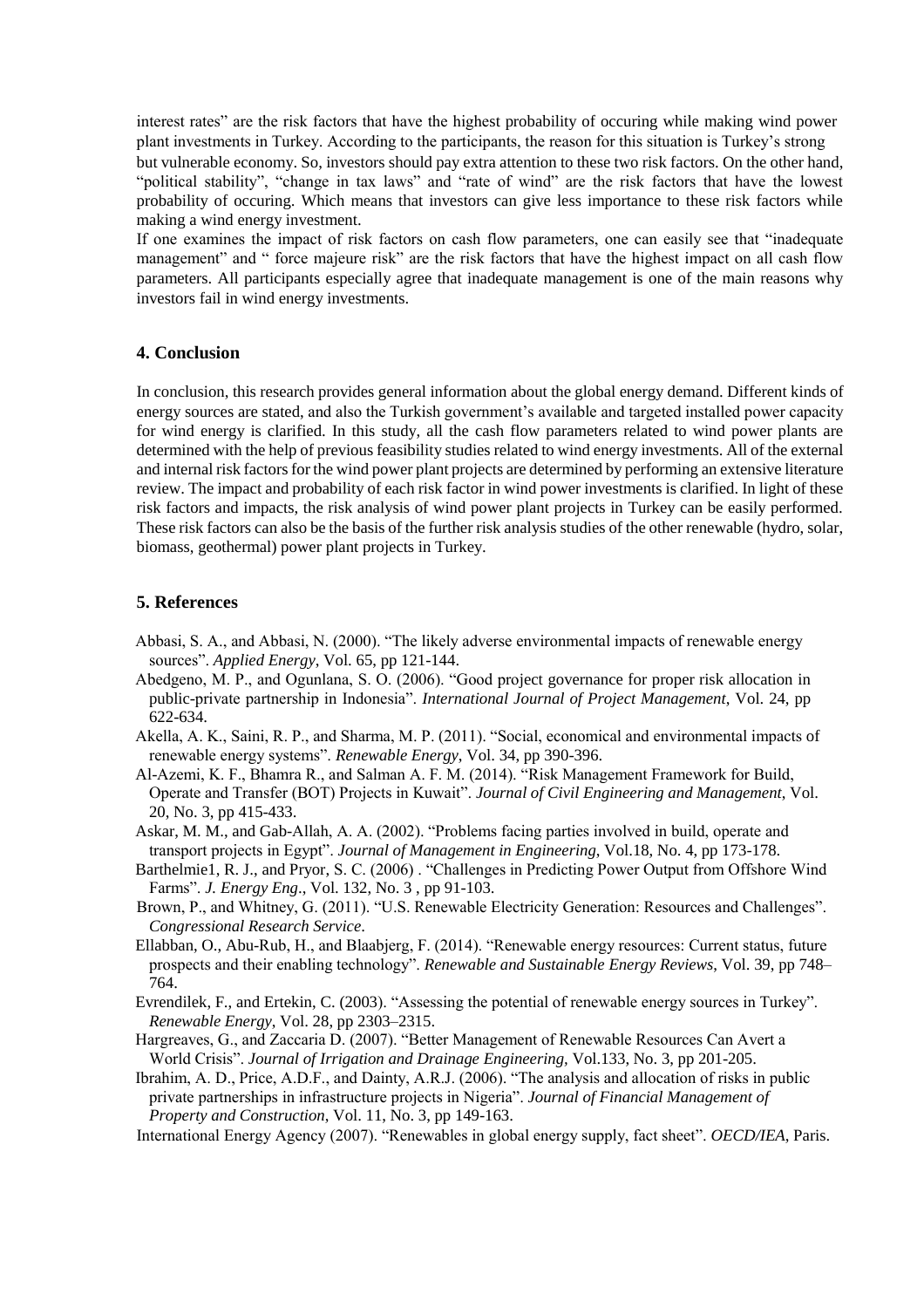interest rates" are the risk factors that have the highest probability of occuring while making wind power plant investments in Turkey. According to the participants, the reason for this situation is Turkey's strong but vulnerable economy. So, investors should pay extra attention to these two risk factors. On the other hand, "political stability", "change in tax laws" and "rate of wind" are the risk factors that have the lowest probability of occuring. Which means that investors can give less importance to these risk factors while making a wind energy investment.

If one examines the impact of risk factors on cash flow parameters, one can easily see that "inadequate management" and " force majeure risk" are the risk factors that have the highest impact on all cash flow parameters. All participants especially agree that inadequate management is one of the main reasons why investors fail in wind energy investments.

## 4. Conclusion

In conclusion, this research provides general information about the global energy demand. Different kinds of energy sources are stated, and also the Turkish government's available and targeted installed power capacity for wind energy is clarified. In this study, all the cash flow parameters related to wind power plants are determined with the help of previous feasibility studies related to wind energy investments. All of the external and internal risk factors for the wind power plant projects are determined by performing an extensive literature review. The impact and probability of each risk factor in wind power investments is clarified. In light of these risk factors and impacts, the risk analysis of wind power plant projects in Turkey can be easily performed. These risk factors can also be the basis of the further risk analysis studies of the other renewable (hydro, solar, biomass, geothermal) power plant projects in Turkey.

## 5. References

Abbasi, S. A., and Abbasi, N. (2000). "The likely adverse environmental impacts of renewable energy sources". *Applied Energy*, Vol. 65, pp 121-144.

Abedgeno, M. P., and Ogunlana, S. O. (2006). "Good project governance for proper risk allocation in public-private partnership in Indonesia". *International Journal of Project Management*, Vol. 24, pp 622-634.

Akella, A. K., Saini, R. P., and Sharma, M. P. (2011). "Social, economical and environmental impacts of renewable energy systems". *Renewable Energy*, Vol. 34, pp 390-396.

Al-Azemi, K. F., Bhamra R., and Salman A. F. M. (2014). "Risk Management Framework for Build, Operate and Transfer (BOT) Projects in Kuwait". *Journal of Civil Engineering and Management*, Vol. 20, No. 3, pp 415-433.

Askar, M. M., and Gab-Allah, A. A. (2002). "Problems facing parties involved in build, operate and transport projects in Egypt". *Journal of Management in Engineering*, Vol.18, No. 4, pp 173-178.

Barthelmie1, R. J., and Pryor, S. C. (2006) . "Challenges in Predicting Power Output from Offshore Wind Farms". *J. Energy Eng*., Vol. 132, No. 3 , pp 91-103.

Brown, P., and Whitney, G. (2011). "U.S. Renewable Electricity Generation: Resources and Challenges". *Congressional Research Service*.

Ellabban, O., Abu-Rub, H., and Blaabjerg, F. (2014). "Renewable energy resources: Current status, future prospects and their enabling technology". *Renewable and Sustainable Energy Reviews*, Vol. 39, pp 748–764.

Evrendilek, F., and Ertekin, C. (2003). "Assessing the potential of renewable energy sources in Turkey". *Renewable Energy*, Vol. 28, pp 2303–2315.

Hargreaves, G., and Zaccaria D. (2007). "Better Management of Renewable Resources Can Avert a World Crisis". *Journal of Irrigation and Drainage Engineering*, Vol.133, No. 3, pp 201-205.

Ibrahim, A. D., Price, A.D.F., and Dainty, A.R.J. (2006). "The analysis and allocation of risks in public private partnerships in infrastructure projects in Nigeria". *Journal of Financial Management of Property and Construction*, Vol. 11, No. 3, pp 149-163.

International Energy Agency (2007). "Renewables in global energy supply, fact sheet". *OECD/IEA*, Paris.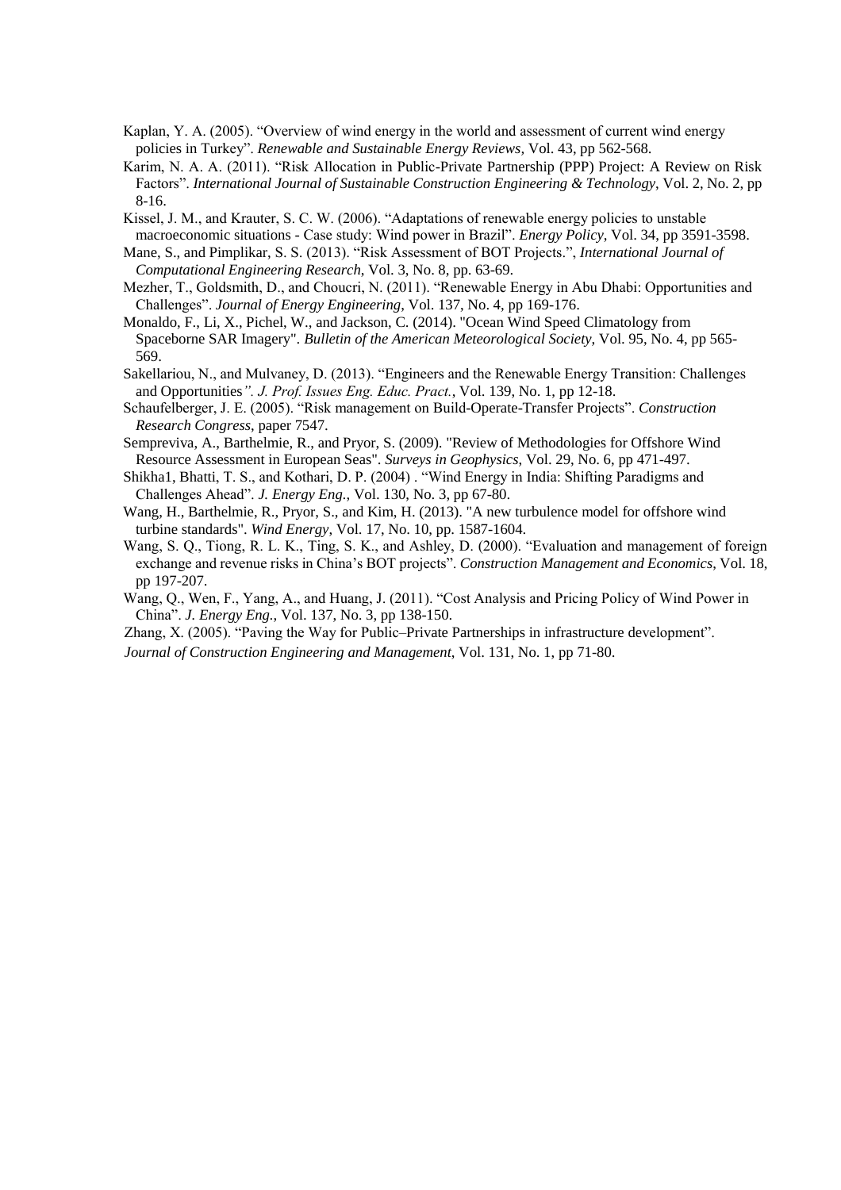Kaplan, Y. A. (2005). “Overview of wind energy in the world and assessment of current wind energy policies in Turkey”. *Renewable and Sustainable Energy Reviews*, Vol. 43, pp 562-568.

Karim, N. A. A. (2011). “Risk Allocation in Public-Private Partnership (PPP) Project: A Review on Risk Factors”. *International Journal of Sustainable Construction Engineering & Technology*, Vol. 2, No. 2, pp 8-16.

Kissel, J. M., and Krauter, S. C. W. (2006). “Adaptations of renewable energy policies to unstable macroeconomic situations - Case study: Wind power in Brazil”. *Energy Policy*, Vol. 34, pp 3591-3598.

Mane, S., and Pimplikar, S. S. (2013). “Risk Assessment of BOT Projects.”, *International Journal of Computational Engineering Research*, Vol. 3, No. 8, pp. 63-69.

Mezher, T., Goldsmith, D., and Choucri, N. (2011). “Renewable Energy in Abu Dhabi: Opportunities and Challenges”. *Journal of Energy Engineering*, Vol. 137, No. 4, pp 169-176.

Monaldo, F., Li, X., Pichel, W., and Jackson, C. (2014). "Ocean Wind Speed Climatology from Spaceborne SAR Imagery". *Bulletin of the American Meteorological Society*, Vol. 95, No. 4, pp 565-569.

Sakellariou, N., and Mulvaney, D. (2013). “Engineers and the Renewable Energy Transition: Challenges and Opportunities*”. J. Prof. Issues Eng. Educ. Pract.*, Vol. 139, No. 1, pp 12-18.

Schaufelberger, J. E. (2005). “Risk management on Build-Operate-Transfer Projects”. *Construction Research Congress*, paper 7547.

Sempreviva, A., Barthelmie, R., and Pryor, S. (2009). "Review of Methodologies for Offshore Wind Resource Assessment in European Seas". *Surveys in Geophysics*, Vol. 29, No. 6, pp 471-497.

Shikha1, Bhatti, T. S., and Kothari, D. P. (2004) . “Wind Energy in India: Shifting Paradigms and Challenges Ahead”. *J. Energy Eng.*, Vol. 130, No. 3, pp 67-80.

Wang, H., Barthelmie, R., Pryor, S., and Kim, H. (2013). "A new turbulence model for offshore wind turbine standards". *Wind Energy*, Vol. 17, No. 10, pp. 1587-1604.

Wang, S. Q., Tiong, R. L. K., Ting, S. K., and Ashley, D. (2000). “Evaluation and management of foreign exchange and revenue risks in China’s BOT projects”. *Construction Management and Economics*, Vol. 18, pp 197-207.

Wang, Q., Wen, F., Yang, A., and Huang, J. (2011). “Cost Analysis and Pricing Policy of Wind Power in China”. *J. Energy Eng.*, Vol. 137, No. 3, pp 138-150.

Zhang, X. (2005). “Paving the Way for Public–Private Partnerships in infrastructure development”. *Journal of Construction Engineering and Management*, Vol. 131, No. 1, pp 71-80.